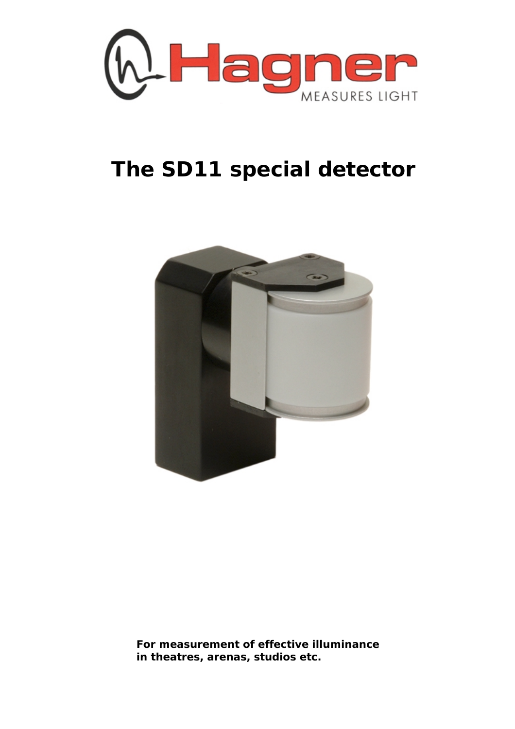# The SD11 special detector

**For measurement of effective illuminance in theatres, arenas, studios etc.**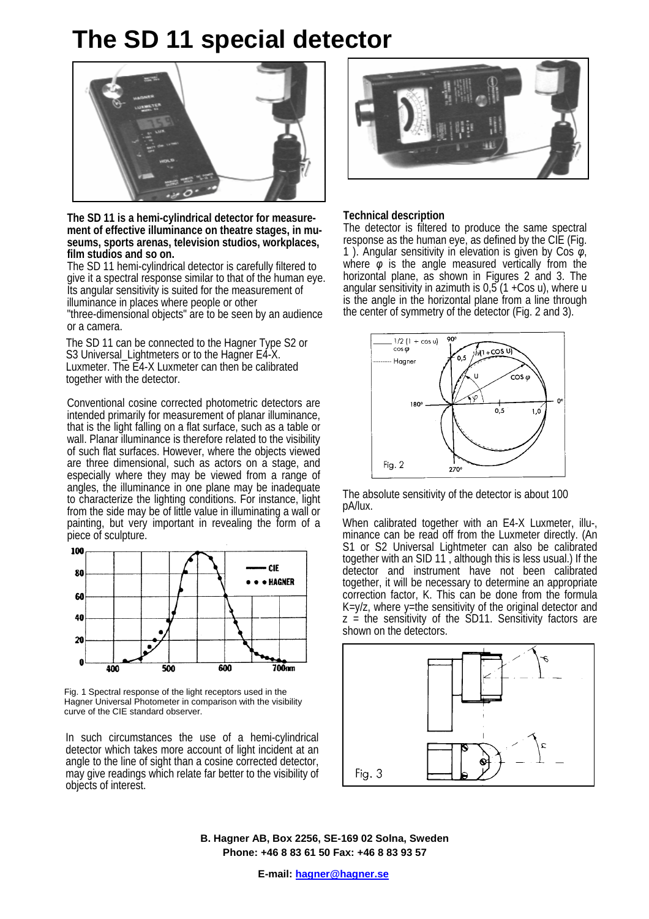# The SD 11 special detector

**The SD 11 is a hemi-cylindrical detector for measurement of effective illuminance on theatre stages, in museums, sports arenas, television studios, workplaces, film studios and so on.**

The SD 11 hemi-cylindrical detector is carefully filtered to give it a spectral response similar to that of the human eye. Its angular sensitivity is suited for the measurement of illuminance in places where people or other "three-dimensional objects" are to be seen by an audience or a camera.

The SD 11 can be connected to the Hagner Type S2 or S3 Universal_Lightmeters or to the Hagner E4-X. Luxmeter. The E4-X Luxmeter can then be calibrated together with the detector.

Conventional cosine corrected photometric detectors are intended primarily for measurement of planar illuminance, that is the light falling on a flat surface, such as a table or wall. Planar illuminance is therefore related to the visibility of such flat surfaces. However, where the objects viewed are three dimensional, such as actors on a stage, and especially where they may be viewed from a range of angles, the illuminance in one plane may be inadequate to characterize the lighting conditions. For instance, light from the side may be of little value in illuminating a wall or painting, but very important in revealing the form of a piece of sculpture.

100
80
60
40
20
0
400
500
600
700nm
CIE
HAGNER

Fig. 1 Spectral response of the light receptors used in the Hagner Universal Photometer in comparison with the visibility curve of the CIE standard observer.

In such circumstances the use of a hemi-cylindrical detector which takes more account of light incident at an angle to the line of sight than a cosine corrected detector, may give readings which relate far better to the visibility of objects of interest.

## Technical description

The detector is filtered to produce the same spectral response as the human eye, as defined by the CIE (Fig. 1 ). Angular sensitivity in elevation is given by Cos $\varphi$, where $\varphi$ is the angle measured vertically from the horizontal plane, as shown in Figures 2 and 3. The angular sensitivity in azimuth is 0,5 (1 +Cos u), where u is the angle in the horizontal plane from a line through the center of symmetry of the detector (Fig. 2 and 3).

1/2 (1 + cos u)
cos $\varphi$
Hagner
90°
0,5
½(1 + COS U)
U
COS $\varphi$
$\varphi$
180°
0°
0,5
1,0
270°
Fig. 2

The absolute sensitivity of the detector is about 100 pA/lux.

When calibrated together with an E4-X Luxmeter, illu-, minance can be read off from the Luxmeter directly. (An S1 or S2 Universal Lightmeter can also be calibrated together with an SID 11 , although this is less usual.) If the detector and instrument have not been calibrated together, it will be necessary to determine an appropriate correction factor, K. This can be done from the formula K=y/z, where y=the sensitivity of the original detector and z = the sensitivity of the SD11. Sensitivity factors are shown on the detectors.

$\varphi$
u
Fig. 3

B. Hagner AB, Box 2256, SE-169 02 Solna, Sweden
Phone: +46 8 83 61 50 Fax: +46 8 83 93 57

E-mail: hagner@hagner.se